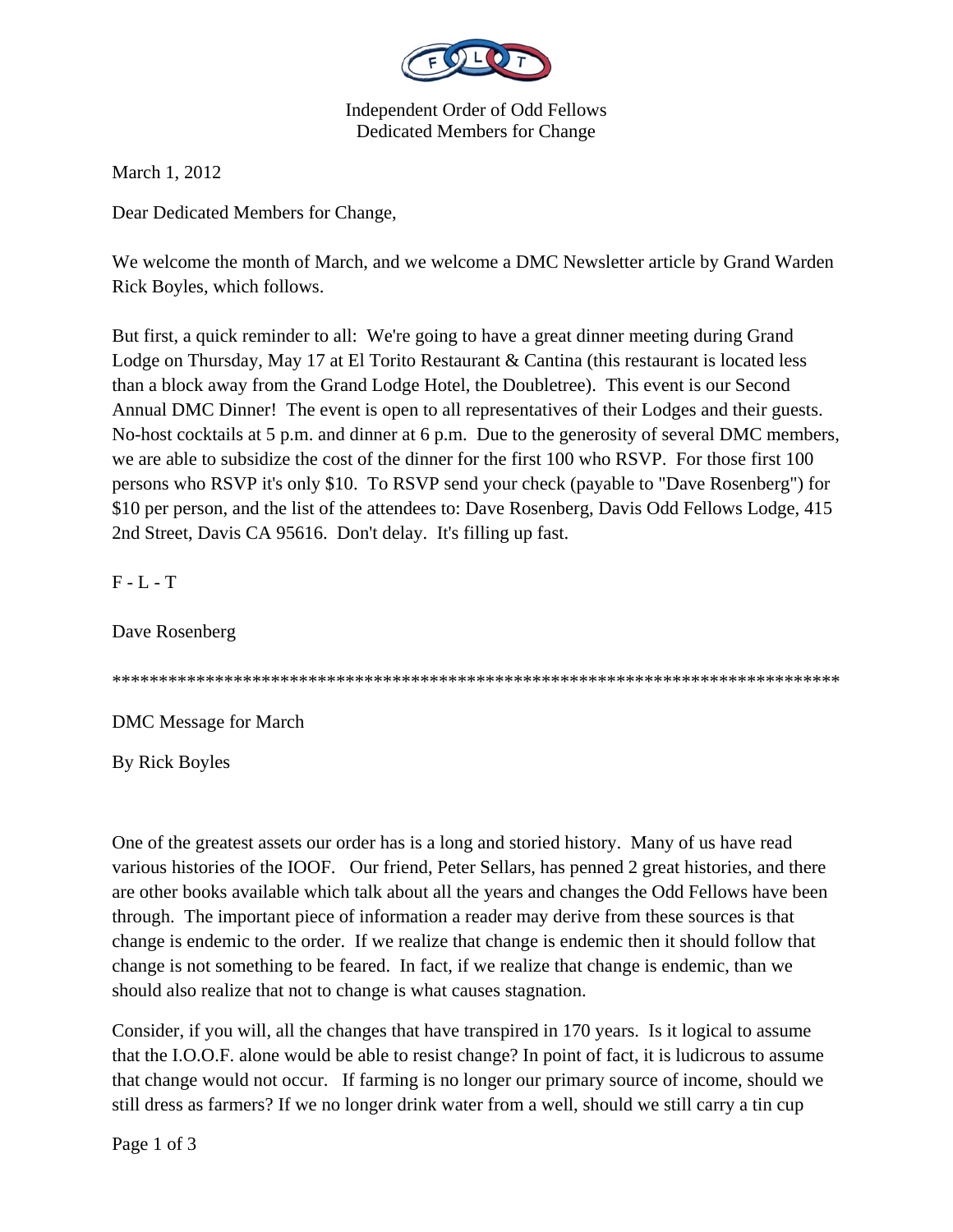Independent Order of Odd Fellows
Dedicated Members for Change

March 1, 2012

Dear Dedicated Members for Change,

We welcome the month of March, and we welcome a DMC Newsletter article by Grand Warden Rick Boyles, which follows.

But first, a quick reminder to all: We're going to have a great dinner meeting during Grand Lodge on Thursday, May 17 at El Torito Restaurant & Cantina (this restaurant is located less than a block away from the Grand Lodge Hotel, the Doubletree). This event is our Second Annual DMC Dinner! The event is open to all representatives of their Lodges and their guests. No-host cocktails at 5 p.m. and dinner at 6 p.m. Due to the generosity of several DMC members, we are able to subsidize the cost of the dinner for the first 100 who RSVP. For those first 100 persons who RSVP it's only $10. To RSVP send your check (payable to "Dave Rosenberg") for $10 per person, and the list of the attendees to: Dave Rosenberg, Davis Odd Fellows Lodge, 415 2nd Street, Davis CA 95616. Don't delay. It's filling up fast.

F - L - T

Dave Rosenberg

********************************************************************************

DMC Message for March

By Rick Boyles

One of the greatest assets our order has is a long and storied history. Many of us have read various histories of the IOOF. Our friend, Peter Sellars, has penned 2 great histories, and there are other books available which talk about all the years and changes the Odd Fellows have been through. The important piece of information a reader may derive from these sources is that change is endemic to the order. If we realize that change is endemic then it should follow that change is not something to be feared. In fact, if we realize that change is endemic, than we should also realize that not to change is what causes stagnation.

Consider, if you will, all the changes that have transpired in 170 years. Is it logical to assume that the I.O.O.F. alone would be able to resist change? In point of fact, it is ludicrous to assume that change would not occur. If farming is no longer our primary source of income, should we still dress as farmers? If we no longer drink water from a well, should we still carry a tin cup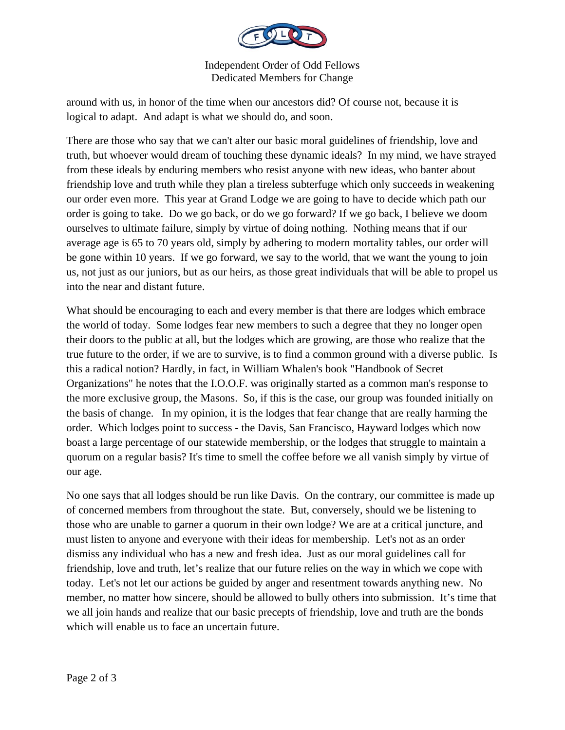around with us, in honor of the time when our ancestors did? Of course not, because it is logical to adapt. And adapt is what we should do, and soon.

There are those who say that we can't alter our basic moral guidelines of friendship, love and truth, but whoever would dream of touching these dynamic ideals? In my mind, we have strayed from these ideals by enduring members who resist anyone with new ideas, who banter about friendship love and truth while they plan a tireless subterfuge which only succeeds in weakening our order even more. This year at Grand Lodge we are going to have to decide which path our order is going to take. Do we go back, or do we go forward? If we go back, I believe we doom ourselves to ultimate failure, simply by virtue of doing nothing. Nothing means that if our average age is 65 to 70 years old, simply by adhering to modern mortality tables, our order will be gone within 10 years. If we go forward, we say to the world, that we want the young to join us, not just as our juniors, but as our heirs, as those great individuals that will be able to propel us into the near and distant future.

What should be encouraging to each and every member is that there are lodges which embrace the world of today. Some lodges fear new members to such a degree that they no longer open their doors to the public at all, but the lodges which are growing, are those who realize that the true future to the order, if we are to survive, is to find a common ground with a diverse public. Is this a radical notion? Hardly, in fact, in William Whalen's book "Handbook of Secret Organizations" he notes that the I.O.O.F. was originally started as a common man's response to the more exclusive group, the Masons. So, if this is the case, our group was founded initially on the basis of change. In my opinion, it is the lodges that fear change that are really harming the order. Which lodges point to success - the Davis, San Francisco, Hayward lodges which now boast a large percentage of our statewide membership, or the lodges that struggle to maintain a quorum on a regular basis? It's time to smell the coffee before we all vanish simply by virtue of our age.

No one says that all lodges should be run like Davis. On the contrary, our committee is made up of concerned members from throughout the state. But, conversely, should we be listening to those who are unable to garner a quorum in their own lodge? We are at a critical juncture, and must listen to anyone and everyone with their ideas for membership. Let's not as an order dismiss any individual who has a new and fresh idea. Just as our moral guidelines call for friendship, love and truth, let's realize that our future relies on the way in which we cope with today. Let's not let our actions be guided by anger and resentment towards anything new. No member, no matter how sincere, should be allowed to bully others into submission. It's time that we all join hands and realize that our basic precepts of friendship, love and truth are the bonds which will enable us to face an uncertain future.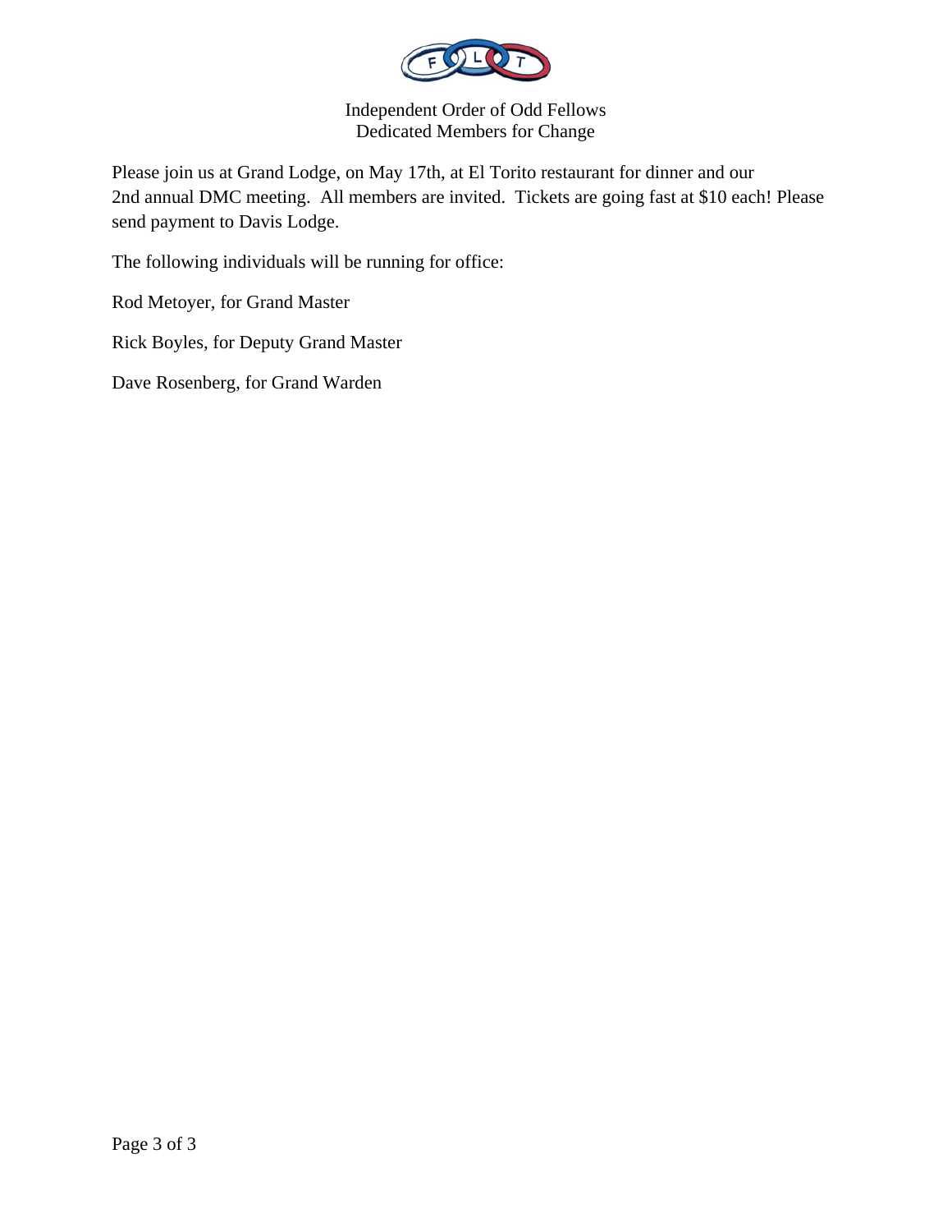Independent Order of Odd Fellows
Dedicated Members for Change

Please join us at Grand Lodge, on May 17th, at El Torito restaurant for dinner and our 2nd annual DMC meeting. All members are invited. Tickets are going fast at $10 each! Please send payment to Davis Lodge.

The following individuals will be running for office:

Rod Metoyer, for Grand Master

Rick Boyles, for Deputy Grand Master

Dave Rosenberg, for Grand Warden